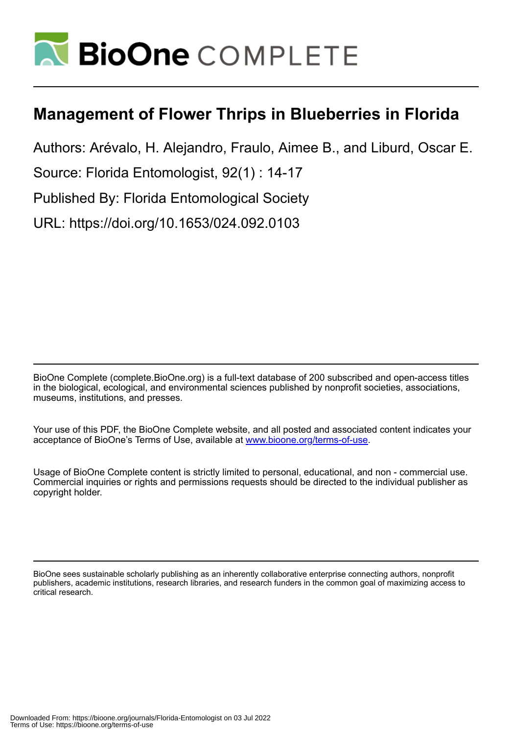# Management of Flower Thrips in Blueberries in Florida

Authors: Arévalo, H. Alejandro, Fraulo, Aimee B., and Liburd, Oscar E.

Source: Florida Entomologist, 92(1) : 14-17

Published By: Florida Entomological Society

URL: https://doi.org/10.1653/024.092.0103

BioOne Complete (complete.BioOne.org) is a full-text database of 200 subscribed and open-access titles in the biological, ecological, and environmental sciences published by nonprofit societies, associations, museums, institutions, and presses.

Your use of this PDF, the BioOne Complete website, and all posted and associated content indicates your acceptance of BioOne's Terms of Use, available at www.bioone.org/terms-of-use.

Usage of BioOne Complete content is strictly limited to personal, educational, and non - commercial use. Commercial inquiries or rights and permissions requests should be directed to the individual publisher as copyright holder.

BioOne sees sustainable scholarly publishing as an inherently collaborative enterprise connecting authors, nonprofit publishers, academic institutions, research libraries, and research funders in the common goal of maximizing access to critical research.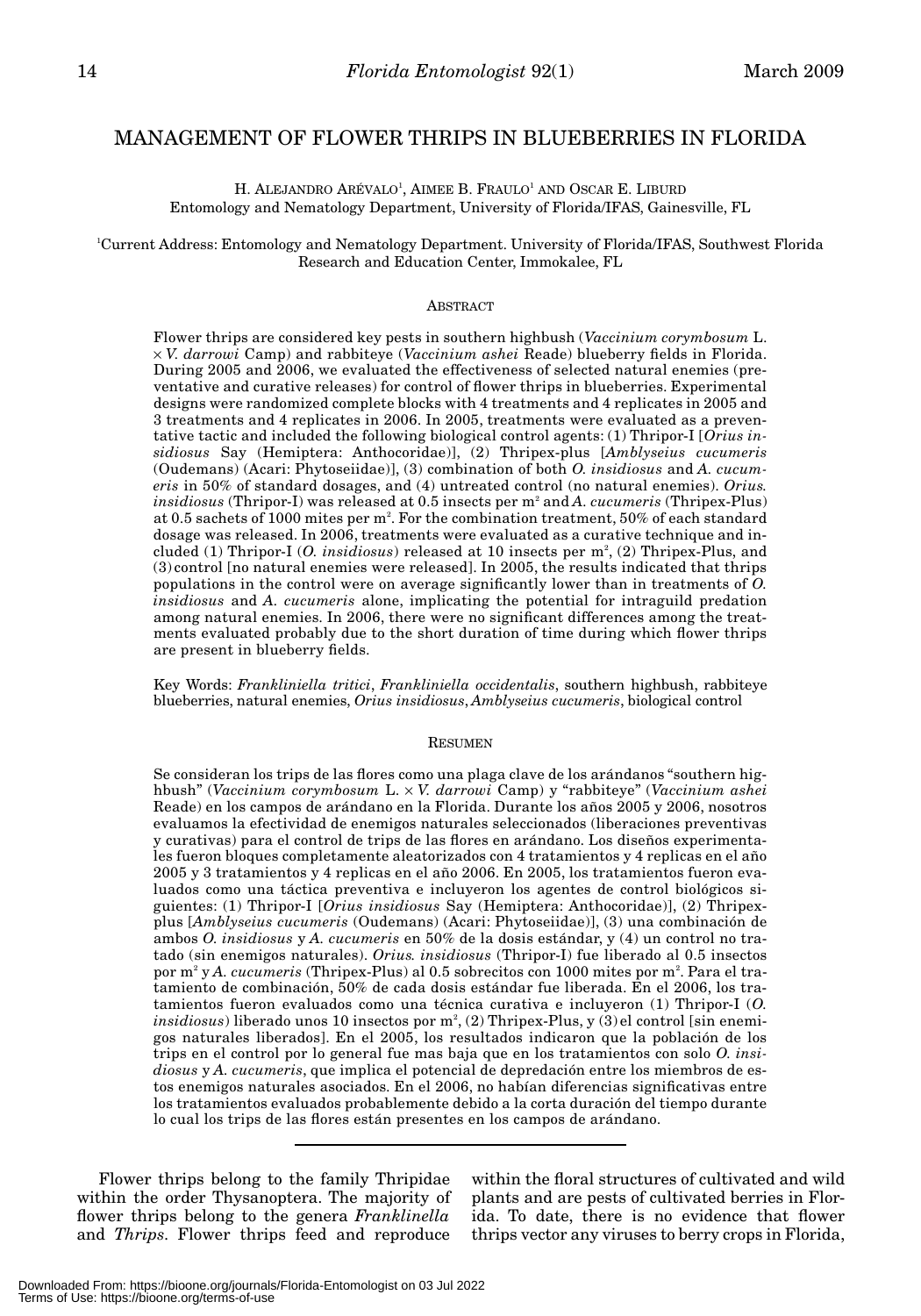# MANAGEMENT OF FLOWER THRIPS IN BLUEBERRIES IN FLORIDA

H. ALEJANDRO ARÉVALO[1], AIMEE B. FRAULO[1] AND OSCAR E. LIBURD
Entomology and Nematology Department, University of Florida/IFAS, Gainesville, FL

[1]Current Address: Entomology and Nematology Department. University of Florida/IFAS, Southwest Florida Research and Education Center, Immokalee, FL

## ABSTRACT

Flower thrips are considered key pests in southern highbush (*Vaccinium corymbosum* L. × *V. darrowi* Camp) and rabbiteye (*Vaccinium ashei* Reade) blueberry fields in Florida. During 2005 and 2006, we evaluated the effectiveness of selected natural enemies (preventative and curative releases) for control of flower thrips in blueberries. Experimental designs were randomized complete blocks with 4 treatments and 4 replicates in 2005 and 3 treatments and 4 replicates in 2006. In 2005, treatments were evaluated as a preventative tactic and included the following biological control agents: (1) Thripor-I [*Orius insidiosus* Say (Hemiptera: Anthocoridae)], (2) Thripex-plus [*Amblyseius cucumeris* (Oudemans) (Acari: Phytoseiidae)], (3) combination of both *O. insidiosus* and *A. cucumeris* in 50% of standard dosages, and (4) untreated control (no natural enemies). *Orius. insidiosus* (Thripor-I) was released at 0.5 insects per $m^2$ and *A. cucumeris* (Thripex-Plus) at 0.5 sachets of 1000 mites per $m^2$. For the combination treatment, 50% of each standard dosage was released. In 2006, treatments were evaluated as a curative technique and included (1) Thripor-I (*O. insidiosus*) released at 10 insects per $m^2$, (2) Thripex-Plus, and (3) control [no natural enemies were released]. In 2005, the results indicated that thrips populations in the control were on average significantly lower than in treatments of *O. insidiosus* and *A. cucumeris* alone, implicating the potential for intraguild predation among natural enemies. In 2006, there were no significant differences among the treatments evaluated probably due to the short duration of time during which flower thrips are present in blueberry fields.

Key Words: *Frankliniella tritici*, *Frankliniella occidentalis*, southern highbush, rabbiteye blueberries, natural enemies, *Orius insidiosus*, *Amblyseius cucumeris*, biological control

## RESUMEN

Se consideran los trips de las flores como una plaga clave de los arándanos "southern highbush" (*Vaccinium corymbosum* L. × *V. darrowi* Camp) y "rabbiteye" (*Vaccinium ashei* Reade) en los campos de arándano en la Florida. Durante los años 2005 y 2006, nosotros evaluamos la efectividad de enemigos naturales seleccionados (liberaciones preventivas y curativas) para el control de trips de las flores en arándano. Los diseños experimentales fueron bloques completamente aleatorizados con 4 tratamientos y 4 replicas en el año 2005 y 3 tratamientos y 4 replicas en el año 2006. En 2005, los tratamientos fueron evaluados como una táctica preventiva e incluyeron los agentes de control biológicos siguientes: (1) Thripor-I [*Orius insidiosus* Say (Hemiptera: Anthocoridae)], (2) Thripex-plus [*Amblyseius cucumeris* (Oudemans) (Acari: Phytoseiidae)], (3) una combinación de ambos *O. insidiosus* y *A. cucumeris* en 50% de la dosis estándar, y (4) un control no tratado (sin enemigos naturales). *Orius. insidiosus* (Thripor-I) fue liberado al 0.5 insectos por $m^2$ y *A. cucumeris* (Thripex-Plus) al 0.5 sobrecitos con 1000 mites por $m^2$. Para el tratamiento de combinación, 50% de cada dosis estándar fue liberada. En el 2006, los tratamientos fueron evaluados como una técnica curativa e incluyeron (1) Thripor-I (*O. insidiosus*) liberado unos 10 insectos por $m^2$, (2) Thripex-Plus, y (3) el control [sin enemigos naturales liberados]. En el 2005, los resultados indicaron que la población de los trips en el control por lo general fue mas baja que en los tratamientos con solo *O. insidiosus* y *A. cucumeris*, que implica el potencial de depredación entre los miembros de estos enemigos naturales asociados. En el 2006, no habían diferencias significativas entre los tratamientos evaluados probablemente debido a la corta duración del tiempo durante lo cual los trips de las flores están presentes en los campos de arándano.

---

Flower thrips belong to the family Thripidae within the order Thysanoptera. The majority of flower thrips belong to the genera *Franklinella* and *Thrips*. Flower thrips feed and reproduce within the floral structures of cultivated and wild plants and are pests of cultivated berries in Florida. To date, there is no evidence that flower thrips vector any viruses to berry crops in Florida,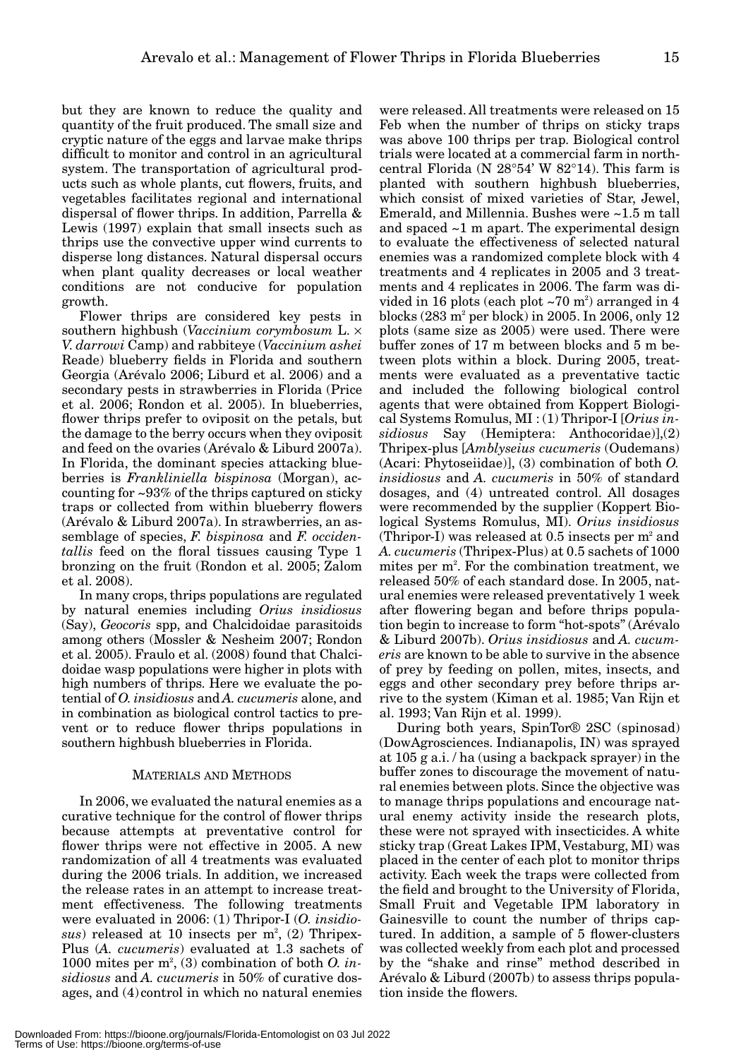but they are known to reduce the quality and quantity of the fruit produced. The small size and cryptic nature of the eggs and larvae make thrips difficult to monitor and control in an agricultural system. The transportation of agricultural products such as whole plants, cut flowers, fruits, and vegetables facilitates regional and international dispersal of flower thrips. In addition, Parrella & Lewis (1997) explain that small insects such as thrips use the convective upper wind currents to disperse long distances. Natural dispersal occurs when plant quality decreases or local weather conditions are not conducive for population growth.

Flower thrips are considered key pests in southern highbush (*Vaccinium corymbosum* L. × *V. darrowi* Camp) and rabbiteye (*Vaccinium ashei* Reade) blueberry fields in Florida and southern Georgia (Arévalo 2006; Liburd et al. 2006) and a secondary pests in strawberries in Florida (Price et al. 2006; Rondon et al. 2005). In blueberries, flower thrips prefer to oviposit on the petals, but the damage to the berry occurs when they oviposit and feed on the ovaries (Arévalo & Liburd 2007a). In Florida, the dominant species attacking blueberries is *Frankliniella bispinosa* (Morgan), accounting for ~93% of the thrips captured on sticky traps or collected from within blueberry flowers (Arévalo & Liburd 2007a). In strawberries, an assemblage of species, *F. bispinosa* and *F. occidentallis* feed on the floral tissues causing Type 1 bronzing on the fruit (Rondon et al. 2005; Zalom et al. 2008).

In many crops, thrips populations are regulated by natural enemies including *Orius insidiosus* (Say), *Geocoris* spp, and Chalcidoidae parasitoids among others (Mossler & Nesheim 2007; Rondon et al. 2005). Fraulo et al. (2008) found that Chalcidoidae wasp populations were higher in plots with high numbers of thrips. Here we evaluate the potential of *O. insidiosus* and *A. cucumeris* alone, and in combination as biological control tactics to prevent or to reduce flower thrips populations in southern highbush blueberries in Florida.

## MATERIALS AND METHODS

In 2006, we evaluated the natural enemies as a curative technique for the control of flower thrips because attempts at preventative control for flower thrips were not effective in 2005. A new randomization of all 4 treatments was evaluated during the 2006 trials. In addition, we increased the release rates in an attempt to increase treatment effectiveness. The following treatments were evaluated in 2006: (1) Thripor-I (*O. insidiosus*) released at 10 insects per m$^2$, (2) Tripex-Plus (*A. cucumeris*) evaluated at 1.3 sachets of 1000 mites per m$^2$, (3) combination of both *O. insidiosus* and *A. cucumeris* in 50% of curative dosages, and (4) control in which no natural enemies were released. All treatments were released on 15 Feb when the number of thrips on sticky traps was above 100 thrips per trap. Biological control trials were located at a commercial farm in north-central Florida (N 28°54' W 82°14). This farm is planted with southern highbush blueberries, which consist of mixed varieties of Star, Jewel, Emerald, and Millennia. Bushes were ~1.5 m tall and spaced ~1 m apart. The experimental design to evaluate the effectiveness of selected natural enemies was a randomized complete block with 4 treatments and 4 replicates in 2005 and 3 treatments and 4 replicates in 2006. The farm was divided in 16 plots (each plot ~70 m$^2$) arranged in 4 blocks (283 m$^2$ per block) in 2005. In 2006, only 12 plots (same size as 2005) were used. There were buffer zones of 17 m between blocks and 5 m between plots within a block. During 2005, treatments were evaluated as a preventative tactic and included the following biological control agents that were obtained from Koppert Biological Systems Romulus, MI : (1) Thripor-I [*Orius insidiosus* Say (Hemiptera: Anthocoridae)],(2) Thripex-plus [*Amblyseius cucumeris* (Oudemans) (Acari: Phytoseiidae)], (3) combination of both *O. insidiosus* and *A. cucumeris* in 50% of standard dosages, and (4) untreated control. All dosages were recommended by the supplier (Koppert Biological Systems Romulus, MI). *Orius insidiosus* (Thripor-I) was released at 0.5 insects per m$^2$ and *A. cucumeris* (Thripex-Plus) at 0.5 sachets of 1000 mites per m$^2$. For the combination treatment, we released 50% of each standard dose. In 2005, natural enemies were released preventatively 1 week after flowering began and before thrips population begin to increase to form "hot-spots" (Arévalo & Liburd 2007b). *Orius insidiosus* and *A. cucumeris* are known to be able to survive in the absence of prey by feeding on pollen, mites, insects, and eggs and other secondary prey before thrips arrive to the system (Kiman et al. 1985; Van Rijn et al. 1993; Van Rijn et al. 1999).

During both years, SpinTor® 2SC (spinosad) (DowAgrosciences. Indianapolis, IN) was sprayed at 105 g a.i. / ha (using a backpack sprayer) in the buffer zones to discourage the movement of natural enemies between plots. Since the objective was to manage thrips populations and encourage natural enemy activity inside the research plots, these were not sprayed with insecticides. A white sticky trap (Great Lakes IPM, Vestaburg, MI) was placed in the center of each plot to monitor thrips activity. Each week the traps were collected from the field and brought to the University of Florida, Small Fruit and Vegetable IPM laboratory in Gainesville to count the number of thrips captured. In addition, a sample of 5 flower-clusters was collected weekly from each plot and processed by the "shake and rinse" method described in Arévalo & Liburd (2007b) to assess thrips population inside the flowers.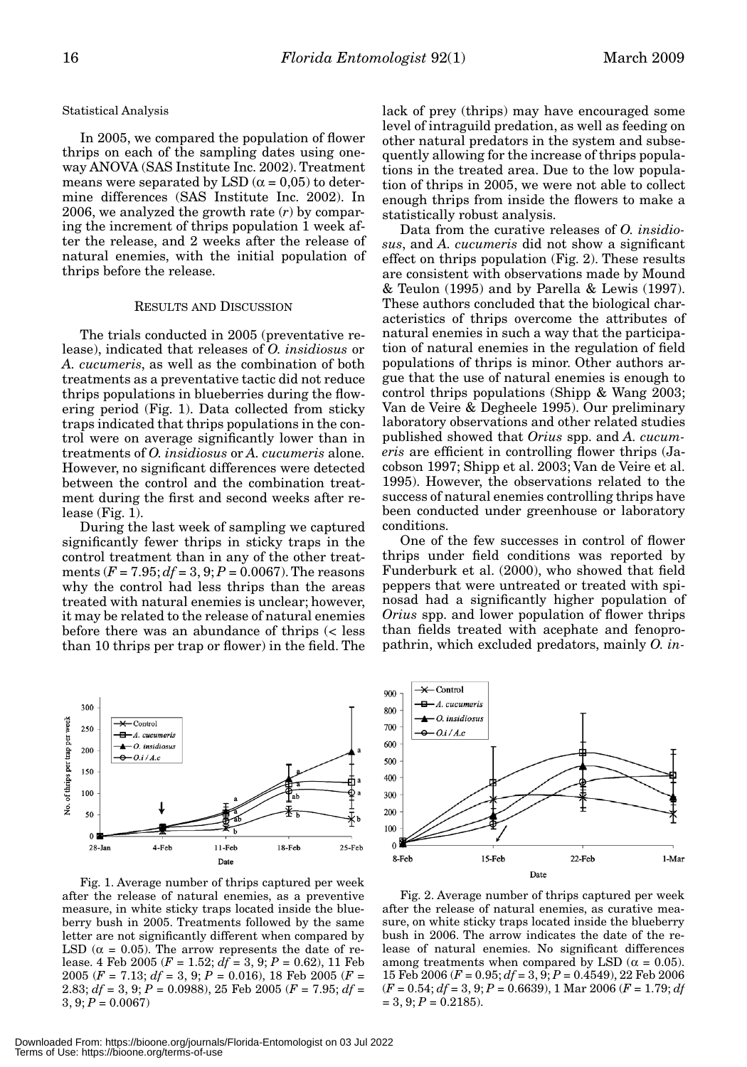Statistical Analysis

In 2005, we compared the population of flower thrips on each of the sampling dates using one-way ANOVA (SAS Institute Inc. 2002). Treatment means were separated by LSD ($\alpha = 0,05$) to determine differences (SAS Institute Inc. 2002). In 2006, we analyzed the growth rate ($r$) by comparing the increment of thrips population 1 week after the release, and 2 weeks after the release of natural enemies, with the initial population of thrips before the release.

## RESULTS AND DISCUSSION

The trials conducted in 2005 (preventative release), indicated that releases of *O. insidiosus* or *A. cucumeris*, as well as the combination of both treatments as a preventative tactic did not reduce thrips populations in blueberries during the flowering period (Fig. 1). Data collected from sticky traps indicated that thrips populations in the control were on average significantly lower than in treatments of *O. insidiosus* or *A. cucumeris* alone. However, no significant differences were detected between the control and the combination treatment during the first and second weeks after release (Fig. 1).

During the last week of sampling we captured significantly fewer thrips in sticky traps in the control treatment than in any of the other treatments ($F = 7.95$; $df = 3, 9$; $P = 0.0067$). The reasons why the control had less thrips than the areas treated with natural enemies is unclear; however, it may be related to the release of natural enemies before there was an abundance of thrips (< less than 10 thrips per trap or flower) in the field. The lack of prey (thrips) may have encouraged some level of intraguild predation, as well as feeding on other natural predators in the system and subsequently allowing for the increase of thrips populations in the treated area. Due to the low population of thrips in 2005, we were not able to collect enough thrips from inside the flowers to make a statistically robust analysis.

Data from the curative releases of *O. insidiosus*, and *A. cucumeris* did not show a significant effect on thrips population (Fig. 2). These results are consistent with observations made by Mound & Teulon (1995) and by Parella & Lewis (1997). These authors concluded that the biological characteristics of thrips overcome the attributes of natural enemies in such a way that the participation of natural enemies in the regulation of field populations of thrips is minor. Other authors argue that the use of natural enemies is enough to control thrips populations (Shipp & Wang 2003; Van de Veire & Degheele 1995). Our preliminary laboratory observations and other related studies published showed that *Orius* spp. and *A. cucumeris* are efficient in controlling flower thrips (Jacobson 1997; Shipp et al. 2003; Van de Veire et al. 1995). However, the observations related to the success of natural enemies controlling thrips have been conducted under greenhouse or laboratory conditions.

One of the few successes in control of flower thrips under field conditions was reported by Funderburk et al. (2000), who showed that field peppers that were untreated or treated with spinosad had a significantly higher population of *Orius* spp. and lower population of flower thrips than fields treated with acephate and fenpropathrin, which excluded predators, mainly *O. in-*

Fig. 1. Average number of thrips captured per week after the release of natural enemies, as a preventive measure, in white sticky traps located inside the blueberry bush in 2005. Treatments followed by the same letter are not significantly different when compared by LSD ($\alpha = 0.05$). The arrow represents the date of release. 4 Feb 2005 ($F = 1.52$; $df = 3, 9$; $P = 0.62$), 11 Feb 2005 ($F = 7.13$; $df = 3, 9$; $P = 0.016$), 18 Feb 2005 ($F = 2.83$; $df = 3, 9$; $P = 0.0988$), 25 Feb 2005 ($F = 7.95$; $df = 3, 9$; $P = 0.0067$)

Fig. 2. Average number of thrips captured per week after the release of natural enemies, as curative measure, on white sticky traps located inside the blueberry bush in 2006. The arrow indicates the date of the release of natural enemies. No significant differences among treatments when compared by LSD ($\alpha = 0.05$). 15 Feb 2006 ($F = 0.95$; $df = 3, 9$; $P = 0.4549$), 22 Feb 2006 ($F = 0.54$; $df = 3, 9$; $P = 0.6639$), 1 Mar 2006 ($F = 1.79$; $df = 3, 9$; $P = 0.2185$).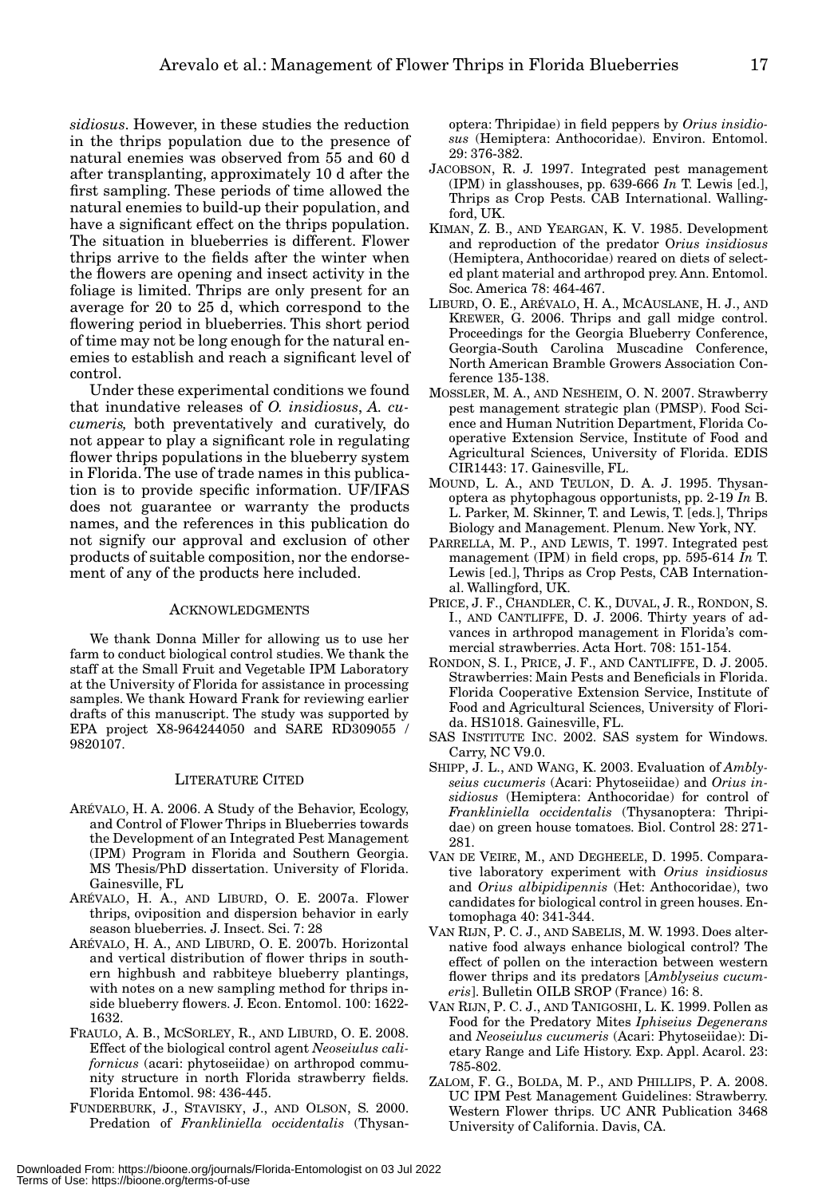*sidiosus*. However, in these studies the reduction in the thrips population due to the presence of natural enemies was observed from 55 and 60 d after transplanting, approximately 10 d after the first sampling. These periods of time allowed the natural enemies to build-up their population, and have a significant effect on the thrips population. The situation in blueberries is different. Flower thrips arrive to the fields after the winter when the flowers are opening and insect activity in the foliage is limited. Thrips are only present for an average for 20 to 25 d, which correspond to the flowering period in blueberries. This short period of time may not be long enough for the natural enemies to establish and reach a significant level of control.

Under these experimental conditions we found that inundative releases of *O. insidiosus*, *A. cucumeris,* both preventatively and curatively, do not appear to play a significant role in regulating flower thrips populations in the blueberry system in Florida. The use of trade names in this publication is to provide specific information. UF/IFAS does not guarantee or warranty the products names, and the references in this publication do not signify our approval and exclusion of other products of suitable composition, nor the endorsement of any of the products here included.

## ACKNOWLEDGMENTS

We thank Donna Miller for allowing us to use her farm to conduct biological control studies. We thank the staff at the Small Fruit and Vegetable IPM Laboratory at the University of Florida for assistance in processing samples. We thank Howard Frank for reviewing earlier drafts of this manuscript. The study was supported by EPA project X8-964244050 and SARE RD309055 / 9820107.

## LITERATURE CITED

ARÉVALO, H. A. 2006. A Study of the Behavior, Ecology, and Control of Flower Thrips in Blueberries towards the Development of an Integrated Pest Management (IPM) Program in Florida and Southern Georgia. MS Thesis/PhD dissertation. University of Florida. Gainesville, FL

ARÉVALO, H. A., AND LIBURD, O. E. 2007a. Flower thrips, oviposition and dispersion behavior in early season blueberries. J. Insect. Sci. 7: 28

ARÉVALO, H. A., AND LIBURD, O. E. 2007b. Horizontal and vertical distribution of flower thrips in southern highbush and rabbiteye blueberry plantings, with notes on a new sampling method for thrips inside blueberry flowers. J. Econ. Entomol. 100: 1622-1632.

FRAULO, A. B., MCSORLEY, R., AND LIBURD, O. E. 2008. Effect of the biological control agent *Neoseiulus californicus* (acari: phytoseiidae) on arthropod community structure in north Florida strawberry fields. Florida Entomol. 98: 436-445.

FUNDERBURK, J., STAVISKY, J., AND OLSON, S. 2000. Predation of *Frankliniella occidentalis* (Thysanoptera: Thripidae) in field peppers by *Orius insidiosus* (Hemiptera: Anthocoridae). Environ. Entomol. 29: 376-382.

JACOBSON, R. J. 1997. Integrated pest management (IPM) in glasshouses, pp. 639-666 *In* T. Lewis [ed.], Thrips as Crop Pests. CAB International. Wallingford, UK.

KIMAN, Z. B., AND YEARGAN, K. V. 1985. Development and reproduction of the predator O*rius insidiosus* (Hemiptera, Anthocoridae) reared on diets of selected plant material and arthropod prey. Ann. Entomol. Soc. America 78: 464-467.

LIBURD, O. E., ARÉVALO, H. A., MCAUSLANE, H. J., AND KREWER, G. 2006. Thrips and gall midge control. Proceedings for the Georgia Blueberry Conference, Georgia-South Carolina Muscadine Conference, North American Bramble Growers Association Conference 135-138.

MOSSLER, M. A., AND NESHEIM, O. N. 2007. Strawberry pest management strategic plan (PMSP). Food Science and Human Nutrition Department, Florida Cooperative Extension Service, Institute of Food and Agricultural Sciences, University of Florida. EDIS CIR1443: 17. Gainesville, FL.

MOUND, L. A., AND TEULON, D. A. J. 1995. Thysanoptera as phytophagous opportunists, pp. 2-19 *In* B. L. Parker, M. Skinner, T. and Lewis, T. [eds.], Thrips Biology and Management. Plenum. New York, NY.

PARRELLA, M. P., AND LEWIS, T. 1997. Integrated pest management (IPM) in field crops, pp. 595-614 *In* T. Lewis [ed.], Thrips as Crop Pests, CAB International. Wallingford, UK.

PRICE, J. F., CHANDLER, C. K., DUVAL, J. R., RONDON, S. I., AND CANTLIFFE, D. J. 2006. Thirty years of advances in arthropod management in Florida's commercial strawberries. Acta Hort. 708: 151-154.

RONDON, S. I., PRICE, J. F., AND CANTLIFFE, D. J. 2005. Strawberries: Main Pests and Beneficials in Florida. Florida Cooperative Extension Service, Institute of Food and Agricultural Sciences, University of Florida. HS1018. Gainesville, FL.

SAS INSTITUTE INC. 2002. SAS system for Windows. Carry, NC V9.0.

SHIPP, J. L., AND WANG, K. 2003. Evaluation of *Amblyseius cucumeris* (Acari: Phytoseiidae) and *Orius insidiosus* (Hemiptera: Anthocoridae) for control of *Frankliniella occidentalis* (Thysanoptera: Thripidae) on green house tomatoes. Biol. Control 28: 271-281.

VAN DE VEIRE, M., AND DEGHEELE, D. 1995. Comparative laboratory experiment with *Orius insidiosus* and *Orius albipidipennis* (Het: Anthocoridae), two candidates for biological control in green houses. Entomophaga 40: 341-344.

VAN RIJN, P. C. J., AND SABELIS, M. W. 1993. Does alternative food always enhance biological control? The effect of pollen on the interaction between western flower thrips and its predators [*Amblyseius cucumeris*]. Bulletin OILB SROP (France) 16: 8.

VAN RIJN, P. C. J., AND TANIGOSHI, L. K. 1999. Pollen as Food for the Predatory Mites *Iphiseius Degenerans* and *Neoseiulus cucumeris* (Acari: Phytoseiidae): Dietary Range and Life History. Exp. Appl. Acarol. 23: 785-802.

ZALOM, F. G., BOLDA, M. P., AND PHILLIPS, P. A. 2008. UC IPM Pest Management Guidelines: Strawberry. Western Flower thrips. UC ANR Publication 3468 University of California. Davis, CA.